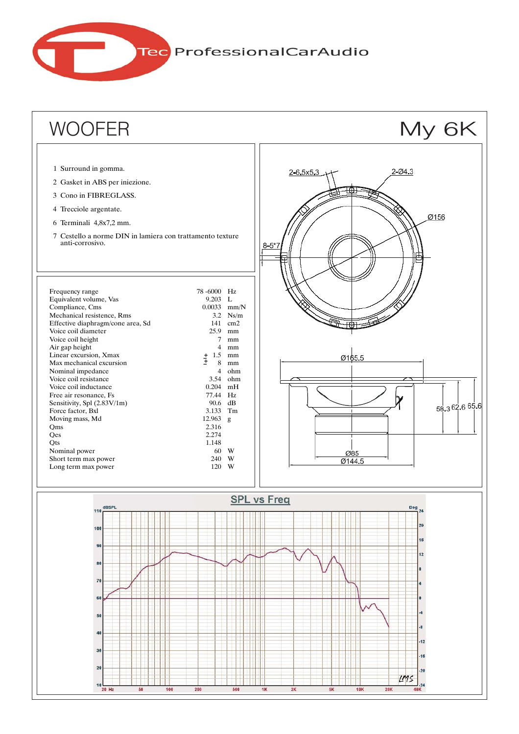Tec ProfessionalCarAudio

# WOOFER

# My 6K

1 Surround in gomma.
2 Gasket in ABS per iniezione.
3 Cono in FIBREGLASS.
4 Trecciole argentate.
6 Terminali 4,8x7,2 mm.
7 Cestello a norme DIN in lamiera con trattamento texture anti-corrosivo.

| Parameter | Value | Unit |
|---|---|---|
| Frequency range | 78 -6000 | Hz |
| Equivalent volume, Vas | 9.203 | L |
| Compliance, Cms | 0.0033 | mm/N |
| Mechanical resistence, Rms | 3.2 | Ns/m |
| Effective diaphragm/cone area, Sd | 141 | cm2 |
| Voice coil diameter | 25.9 | mm |
| Voice coil height | 7 | mm |
| Air gap height | 4 | mm |
| Linear excursion, Xmax | ± 1.5 | mm |
| Max mechanical excursion | ± 8 | mm |
| Nominal impedance | 4 | ohm |
| Voice coil resistance | 3.54 | ohm |
| Voice coil inductance | 0.204 | mH |
| Free air resonance, Fs | 77.44 | Hz |
| Sensitivity, Spl (2.83V/1m) | 90.6 | dB |
| Force factor, Bxl | 3.133 | Tm |
| Moving mass, Md | 12.963 | g |
| Qms | 2.316 | |
| Qes | 2.274 | |
| Qts | 1.148 | |
| Nominal power | 60 | W |
| Short term max power | 240 | W |
| Long term max power | 120 | W |

2-6,5x5,3 2-Ø4.3 Ø156 8-5°7 Ø165.5 58.3 62.6 65.6 Ø85 Ø144.5

## SPL vs Freq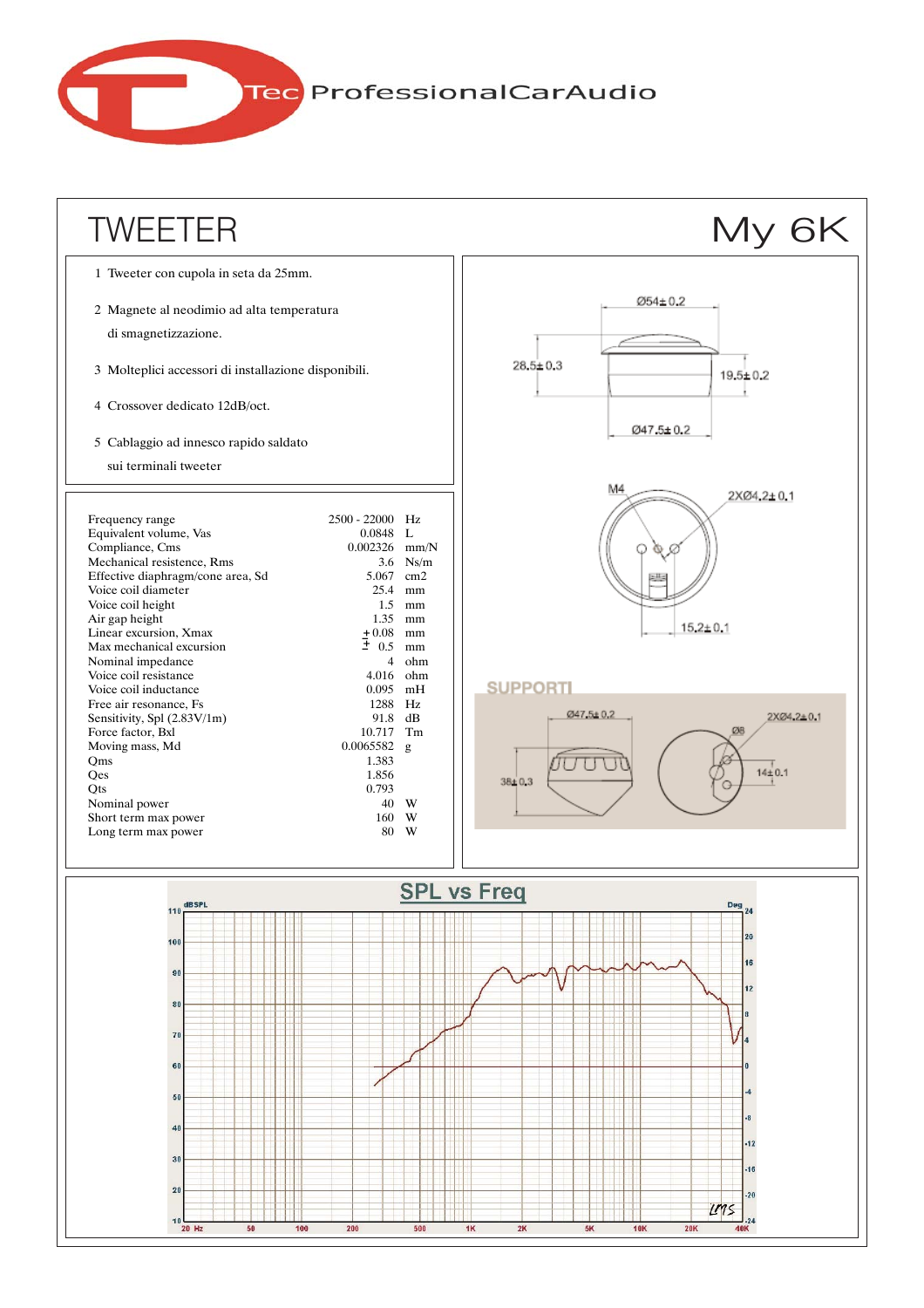Tec ProfessionalCarAudio

# TWEETER

# My 6K

1. Tweeter con cupola in seta da 25mm.
2. Magnete al neodimio ad alta temperatura di smagnetizzazione.
3. Molteplici accessori di installazione disponibili.
4. Crossover dedicato 12dB/oct.
5. Cablaggio ad innesco rapido saldato sui terminali tweeter

| | | |
|---|---|---|
| Frequency range | 2500 - 22000 | Hz |
| Equivalent volume, Vas | 0.0848 | L |
| Compliance, Cms | 0.002326 | mm/N |
| Mechanical resistence, Rms | 3.6 | Ns/m |
| Effective diaphragm/cone area, Sd | 5.067 | cm2 |
| Voice coil diameter | 25.4 | mm |
| Voice coil height | 1.5 | mm |
| Air gap height | 1.35 | mm |
| Linear excursion, Xmax | ± 0.08 | mm |
| Max mechanical excursion | ± 0.5 | mm |
| Nominal impedance | 4 | ohm |
| Voice coil resistance | 4.016 | ohm |
| Voice coil inductance | 0.095 | mH |
| Free air resonance, Fs | 1288 | Hz |
| Sensitivity, Spl (2.83V/1m) | 91.8 | dB |
| Force factor, Bxl | 10.717 | Tm |
| Moving mass, Md | 0.0065582 | g |
| Qms | 1.383 | |
| Qes | 1.856 | |
| Qts | 0.793 | |
| Nominal power | 40 | W |
| Short term max power | 160 | W |
| Long term max power | 80 | W |

Ø54± 0.2
28.5± 0.3
19.5± 0.2
Ø47.5± 0.2
M4
2XØ4.2± 0.1
15.2± 0.1

SUPPORTI

Ø47.5± 0.2
38± 0.3
Ø8
2XØ4.2± 0.1
14± 0.1

SPL vs Freq

dBSPL
110
100
90
80
70
60
50
40
30
20
10

Deg
24
20
16
12
8
4
0
-4
-8
-12
-16
-20
-24

20 Hz 50 100 200 500 1K 2K 5K 10K 20K 40K

LMS